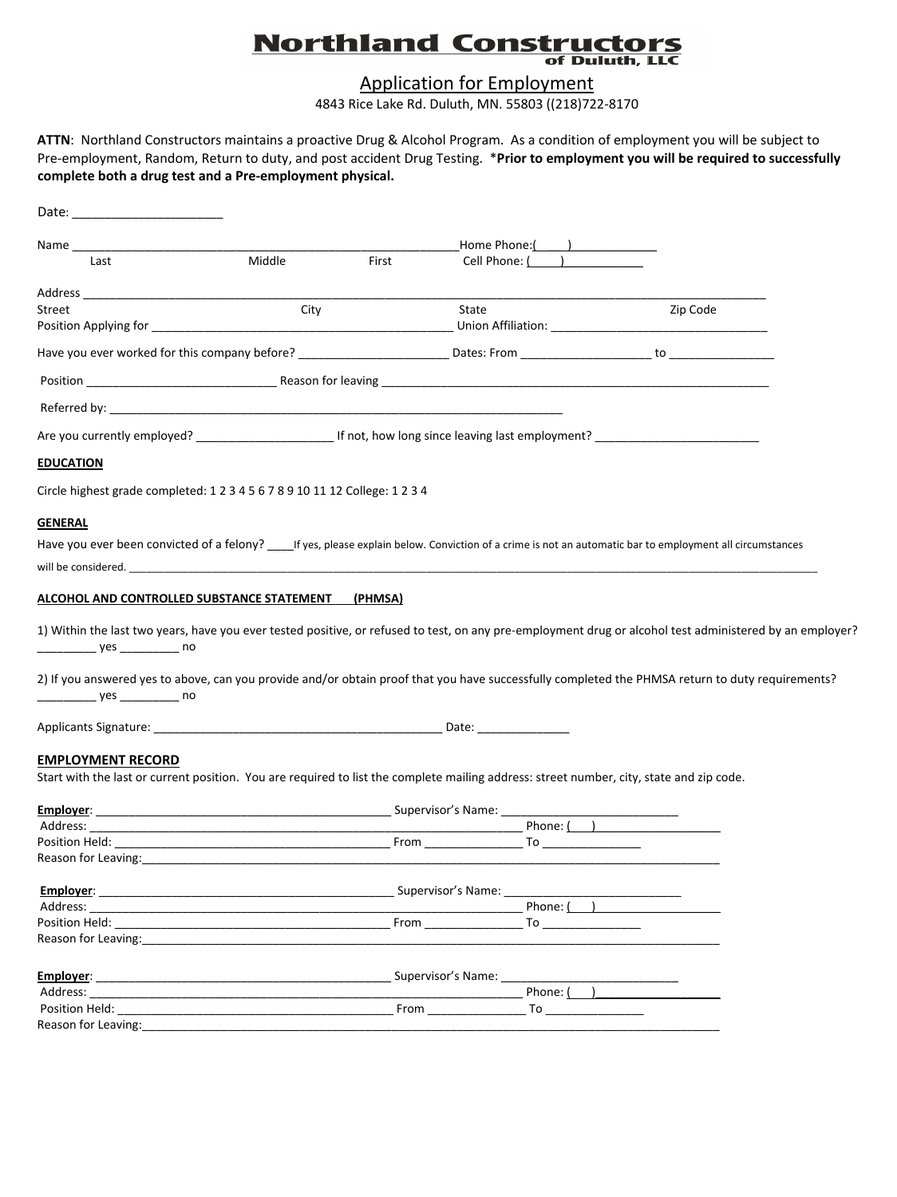# Northland Constructors of Duluth, LLC

## Application for Employment

4843 Rice Lake Rd. Duluth, MN. 55803 ((218)722-8170

**ATTN**: Northland Constructors maintains a proactive Drug & Alcohol Program. As a condition of employment you will be subject to Pre-employment, Random, Return to duty, and post accident Drug Testing. ***Prior to employment you will be required to successfully complete both a drug test and a Pre-employment physical.**

Date: ______________________

Name ____________________________________________________________ Home Phone:(____) _____________

Last Middle First Cell Phone: (____) ____________

Address ______________________________________________________________________________________

Street City State Zip Code

Position Applying for _______________________________________________ Union Affiliation: _________________________________

Have you ever worked for this company before? ______________________ Dates: From ___________________ to ________________

Position _____________________________ Reason for leaving ___________________________________________________________

Referred by: _______________________________________________________________________

Are you currently employed? ____________________ If not, how long since leaving last employment? _________________________

**EDUCATION**

Circle highest grade completed: 1 2 3 4 5 6 7 8 9 10 11 12 College: 1 2 3 4

**GENERAL**

Have you ever been convicted of a felony? ____If yes, please explain below. Conviction of a crime is not an automatic bar to employment all circumstances will be considered. ________________________________________________________________________________________________

**ALCOHOL AND CONTROLLED SUBSTANCE STATEMENT (PHMSA)**

1) Within the last two years, have you ever tested positive, or refused to test, on any pre-employment drug or alcohol test administered by an employer? _________ yes _________ no

2) If you answered yes to above, can you provide and/or obtain proof that you have successfully completed the PHMSA return to duty requirements? _________ yes _________ no

Applicants Signature: ____________________________________________ Date: ______________

**EMPLOYMENT RECORD**

Start with the last or current position. You are required to list the complete mailing address: street number, city, state and zip code.

**Employer**: ____________________________________________ Supervisor's Name: ___________________________

Address: ____________________________________________________________________ Phone: (___) ___________________

Position Held: ____________________________________________ From _______________ To _______________

Reason for Leaving:_____________________________________________________________________________________________

**Employer**: ____________________________________________ Supervisor's Name: ___________________________

Address: ____________________________________________________________________ Phone: (___) ___________________

Position Held: ____________________________________________ From _______________ To _______________

Reason for Leaving:_____________________________________________________________________________________________

**Employer**: ____________________________________________ Supervisor's Name: ___________________________

Address: ____________________________________________________________________ Phone: (___) ___________________

Position Held: ____________________________________________ From _______________ To _______________

Reason for Leaving:_____________________________________________________________________________________________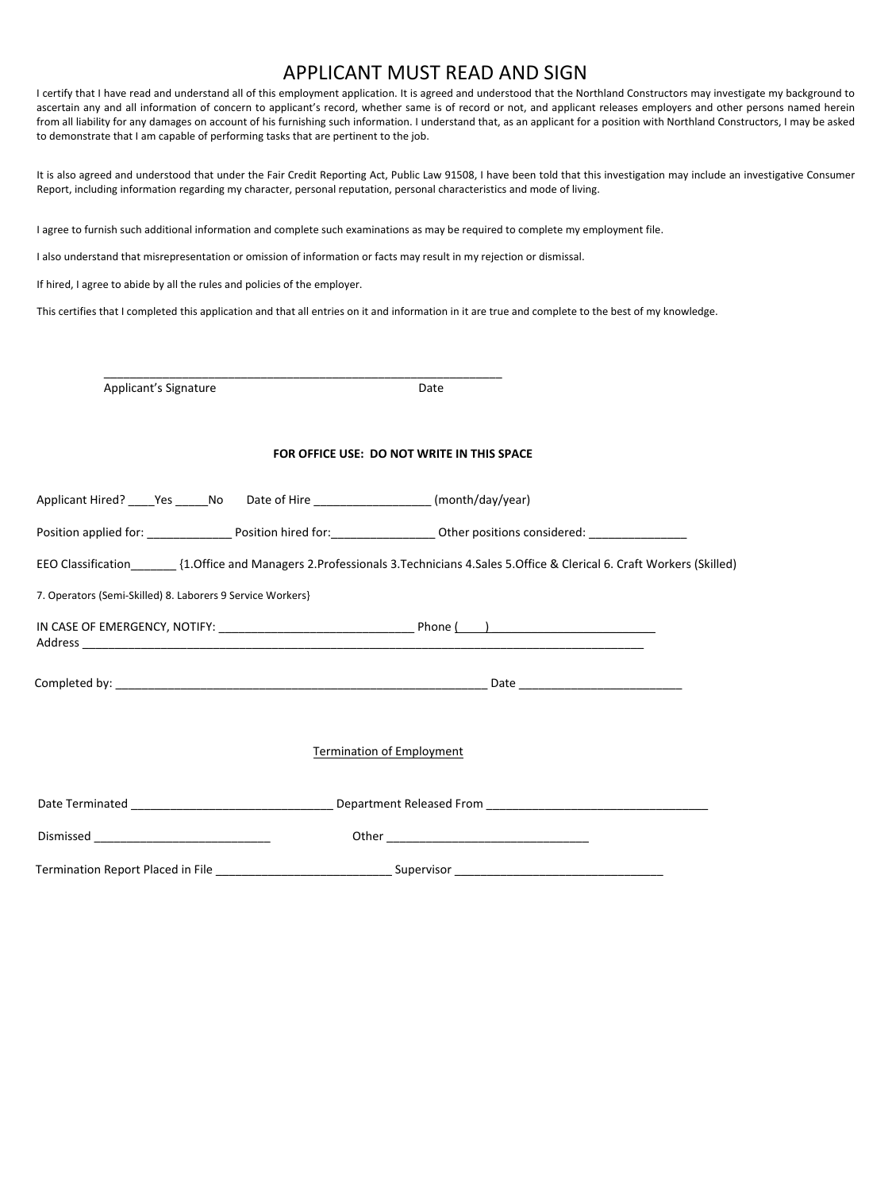# APPLICANT MUST READ AND SIGN

I certify that I have read and understand all of this employment application. It is agreed and understood that the Northland Constructors may investigate my background to ascertain any and all information of concern to applicant's record, whether same is of record or not, and applicant releases employers and other persons named herein from all liability for any damages on account of his furnishing such information. I understand that, as an applicant for a position with Northland Constructors, I may be asked to demonstrate that I am capable of performing tasks that are pertinent to the job.

It is also agreed and understood that under the Fair Credit Reporting Act, Public Law 91508, I have been told that this investigation may include an investigative Consumer Report, including information regarding my character, personal reputation, personal characteristics and mode of living.

I agree to furnish such additional information and complete such examinations as may be required to complete my employment file.

I also understand that misrepresentation or omission of information or facts may result in my rejection or dismissal.

If hired, I agree to abide by all the rules and policies of the employer.

This certifies that I completed this application and that all entries on it and information in it are true and complete to the best of my knowledge.

_______________________________________________________________

Applicant's Signature                                        Date

**FOR OFFICE USE: DO NOT WRITE IN THIS SPACE**

Applicant Hired? ____Yes _____No     Date of Hire _________________ (month/day/year)

Position applied for: _____________ Position hired for:________________ Other positions considered: _______________

EEO Classification_______ {1.Office and Managers 2.Professionals 3.Technicians 4.Sales 5.Office & Clerical 6. Craft Workers (Skilled)

7. Operators (Semi-Skilled) 8. Laborers 9 Service Workers}

IN CASE OF EMERGENCY, NOTIFY: _____________________________ Phone (____)__________________________

Address ___________________________________________________________________________________________

Completed by: ___________________________________________________________ Date _________________________

Termination of Employment

Date Terminated ______________________________ Department Released From _________________________________

Dismissed ___________________________          Other ______________________________

Termination Report Placed in File __________________________ Supervisor _______________________________